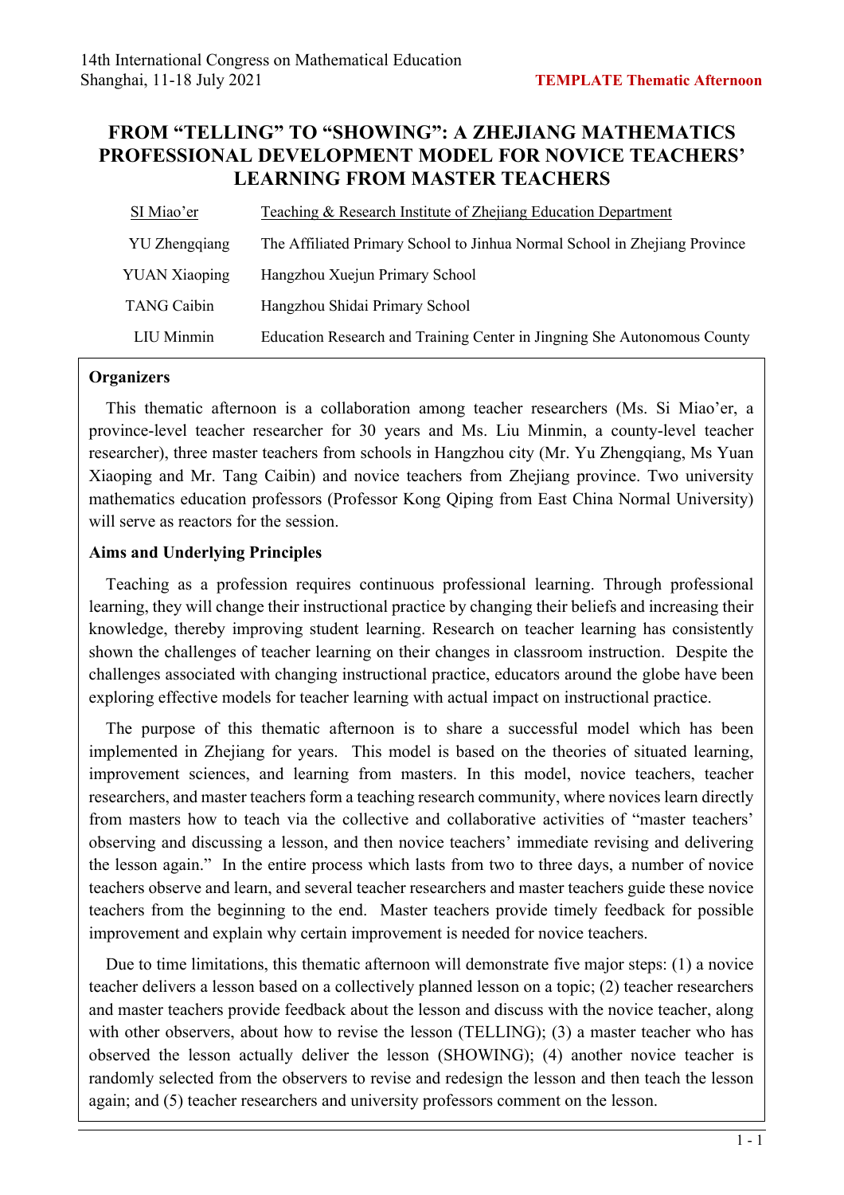# FROM "TELLING" TO "SHOWING": A ZHEJIANG MATHEMATICS PROFESSIONAL DEVELOPMENT MODEL FOR NOVICE TEACHERS' LEARNING FROM MASTER TEACHERS

| | |
|---|---|
| SI Miao'er | Teaching & Research Institute of Zhejiang Education Department |
| YU Zhengqiang | The Affiliated Primary School to Jinhua Normal School in Zhejiang Province |
| YUAN Xiaoping | Hangzhou Xuejun Primary School |
| TANG Caibin | Hangzhou Shidai Primary School |
| LIU Minmin | Education Research and Training Center in Jingning She Autonomous County |

## Organizers

This thematic afternoon is a collaboration among teacher researchers (Ms. Si Miao'er, a province-level teacher researcher for 30 years and Ms. Liu Minmin, a county-level teacher researcher), three master teachers from schools in Hangzhou city (Mr. Yu Zhengqiang, Ms Yuan Xiaoping and Mr. Tang Caibin) and novice teachers from Zhejiang province. Two university mathematics education professors (Professor Kong Qiping from East China Normal University) will serve as reactors for the session.

## Aims and Underlying Principles

Teaching as a profession requires continuous professional learning. Through professional learning, they will change their instructional practice by changing their beliefs and increasing their knowledge, thereby improving student learning. Research on teacher learning has consistently shown the challenges of teacher learning on their changes in classroom instruction. Despite the challenges associated with changing instructional practice, educators around the globe have been exploring effective models for teacher learning with actual impact on instructional practice.

The purpose of this thematic afternoon is to share a successful model which has been implemented in Zhejiang for years. This model is based on the theories of situated learning, improvement sciences, and learning from masters. In this model, novice teachers, teacher researchers, and master teachers form a teaching research community, where novices learn directly from masters how to teach via the collective and collaborative activities of "master teachers' observing and discussing a lesson, and then novice teachers' immediate revising and delivering the lesson again." In the entire process which lasts from two to three days, a number of novice teachers observe and learn, and several teacher researchers and master teachers guide these novice teachers from the beginning to the end. Master teachers provide timely feedback for possible improvement and explain why certain improvement is needed for novice teachers.

Due to time limitations, this thematic afternoon will demonstrate five major steps: (1) a novice teacher delivers a lesson based on a collectively planned lesson on a topic; (2) teacher researchers and master teachers provide feedback about the lesson and discuss with the novice teacher, along with other observers, about how to revise the lesson (TELLING); (3) a master teacher who has observed the lesson actually deliver the lesson (SHOWING); (4) another novice teacher is randomly selected from the observers to revise and redesign the lesson and then teach the lesson again; and (5) teacher researchers and university professors comment on the lesson.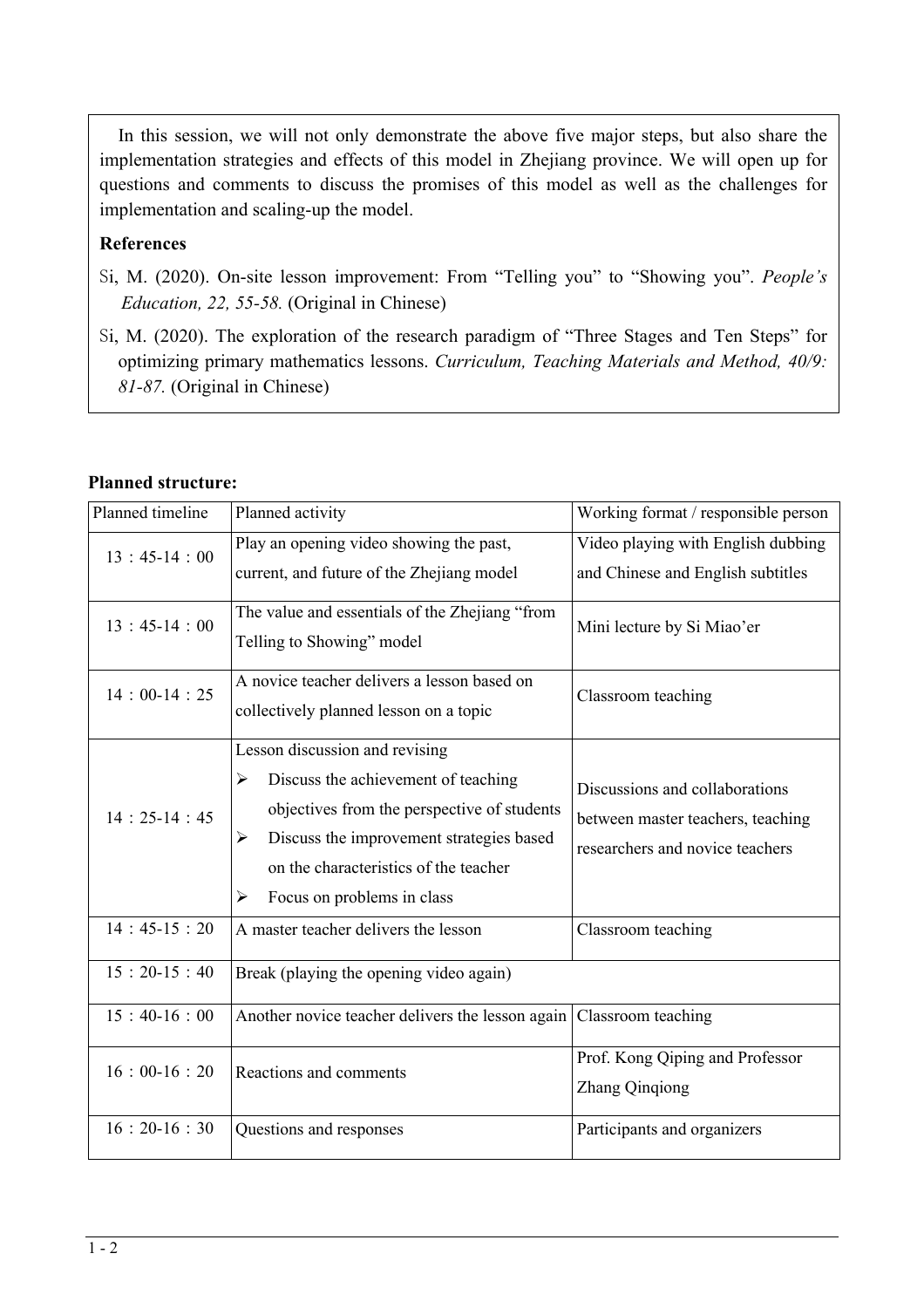In this session, we will not only demonstrate the above five major steps, but also share the implementation strategies and effects of this model in Zhejiang province. We will open up for questions and comments to discuss the promises of this model as well as the challenges for implementation and scaling-up the model.

**References**

Si, M. (2020). On-site lesson improvement: From "Telling you" to "Showing you". *People's Education, 22, 55-58.* (Original in Chinese)

Si, M. (2020). The exploration of the research paradigm of "Three Stages and Ten Steps" for optimizing primary mathematics lessons. *Curriculum, Teaching Materials and Method, 40/9: 81-87.* (Original in Chinese)

**Planned structure:**

| Planned timeline | Planned activity | Working format / responsible person |
|---|---|---|
| 13：45-14：00 | Play an opening video showing the past, current, and future of the Zhejiang model | Video playing with English dubbing and Chinese and English subtitles |
| 13：45-14：00 | The value and essentials of the Zhejiang "from Telling to Showing" model | Mini lecture by Si Miao'er |
| 14：00-14：25 | A novice teacher delivers a lesson based on collectively planned lesson on a topic | Classroom teaching |
| 14：25-14：45 | Lesson discussion and revising<br>➢ Discuss the achievement of teaching objectives from the perspective of students<br>➢ Discuss the improvement strategies based on the characteristics of the teacher<br>➢ Focus on problems in class | Discussions and collaborations between master teachers, teaching researchers and novice teachers |
| 14：45-15：20 | A master teacher delivers the lesson | Classroom teaching |
| 15：20-15：40 | Break (playing the opening video again) | |
| 15：40-16：00 | Another novice teacher delivers the lesson again | Classroom teaching |
| 16：00-16：20 | Reactions and comments | Prof. Kong Qiping and Professor Zhang Qinqiong |
| 16：20-16：30 | Questions and responses | Participants and organizers |